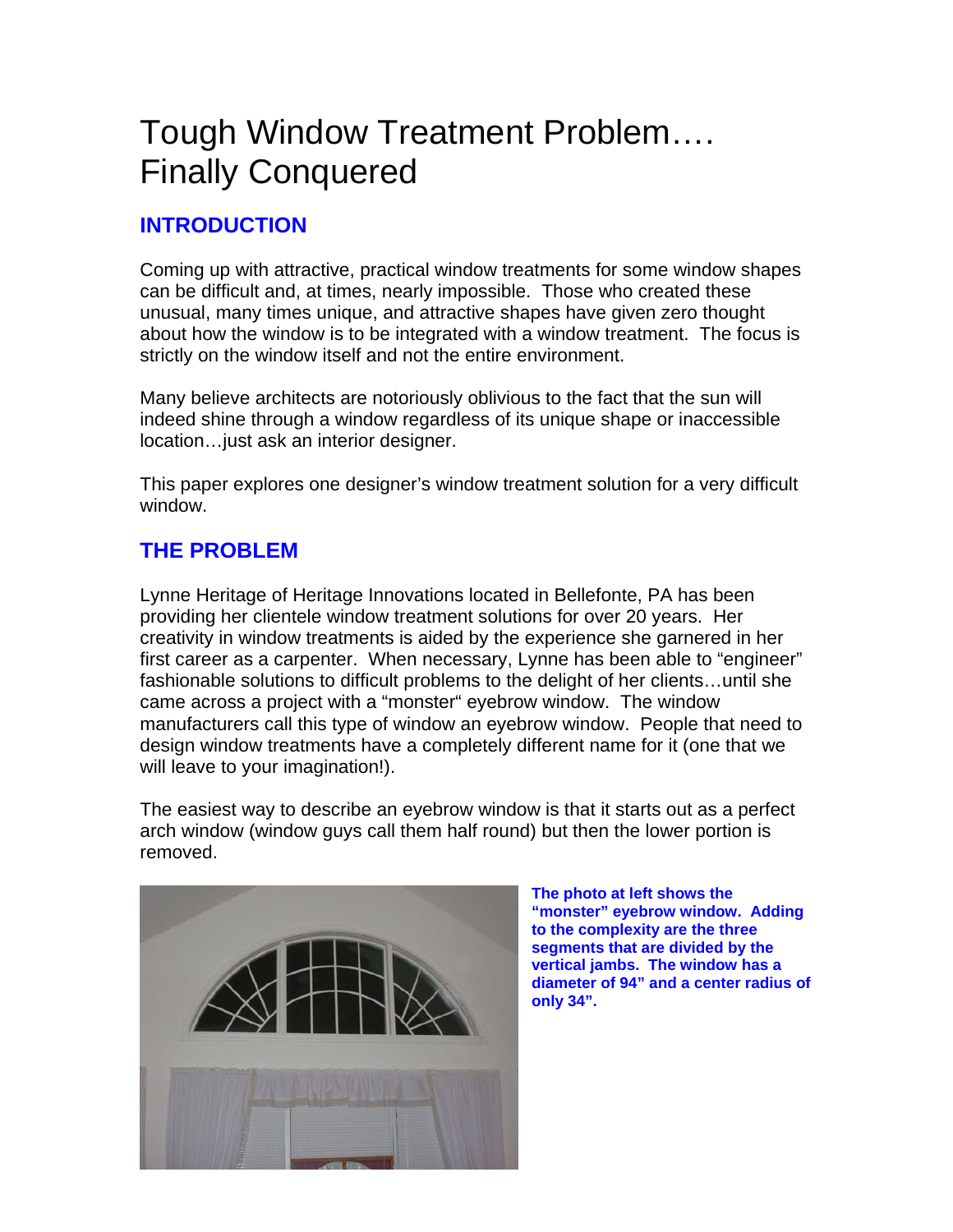# Tough Window Treatment Problem…. Finally Conquered

## INTRODUCTION

Coming up with attractive, practical window treatments for some window shapes can be difficult and, at times, nearly impossible. Those who created these unusual, many times unique, and attractive shapes have given zero thought about how the window is to be integrated with a window treatment. The focus is strictly on the window itself and not the entire environment.

Many believe architects are notoriously oblivious to the fact that the sun will indeed shine through a window regardless of its unique shape or inaccessible location…just ask an interior designer.

This paper explores one designer's window treatment solution for a very difficult window.

## THE PROBLEM

Lynne Heritage of Heritage Innovations located in Bellefonte, PA has been providing her clientele window treatment solutions for over 20 years. Her creativity in window treatments is aided by the experience she garnered in her first career as a carpenter. When necessary, Lynne has been able to "engineer" fashionable solutions to difficult problems to the delight of her clients…until she came across a project with a "monster" eyebrow window. The window manufacturers call this type of window an eyebrow window. People that need to design window treatments have a completely different name for it (one that we will leave to your imagination!).

The easiest way to describe an eyebrow window is that it starts out as a perfect arch window (window guys call them half round) but then the lower portion is removed.

**The photo at left shows the "monster" eyebrow window. Adding to the complexity are the three segments that are divided by the vertical jambs. The window has a diameter of 94" and a center radius of only 34".**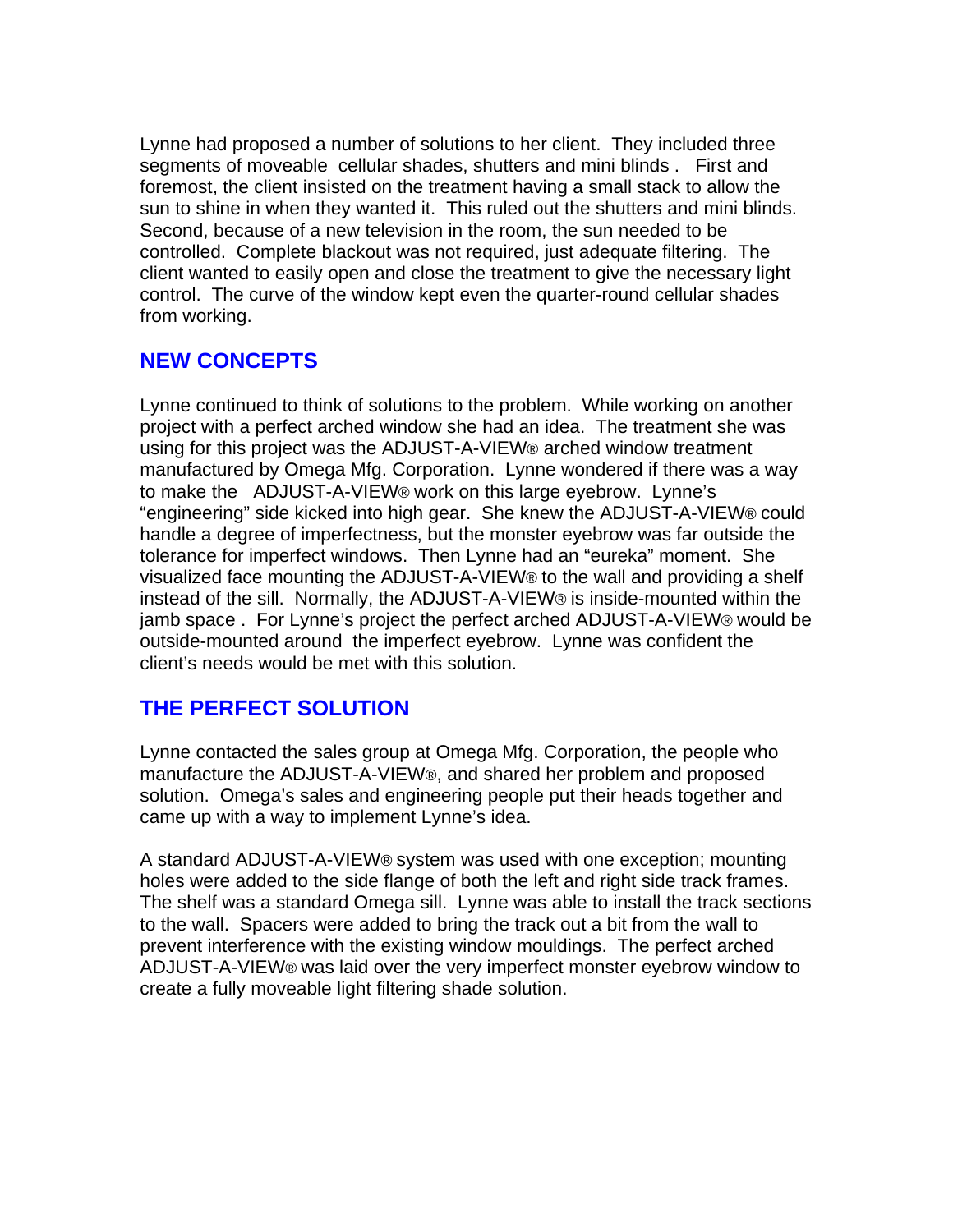Lynne had proposed a number of solutions to her client. They included three segments of moveable cellular shades, shutters and mini blinds . First and foremost, the client insisted on the treatment having a small stack to allow the sun to shine in when they wanted it. This ruled out the shutters and mini blinds. Second, because of a new television in the room, the sun needed to be controlled. Complete blackout was not required, just adequate filtering. The client wanted to easily open and close the treatment to give the necessary light control. The curve of the window kept even the quarter-round cellular shades from working.

## NEW CONCEPTS

Lynne continued to think of solutions to the problem. While working on another project with a perfect arched window she had an idea. The treatment she was using for this project was the ADJUST-A-VIEW® arched window treatment manufactured by Omega Mfg. Corporation. Lynne wondered if there was a way to make the ADJUST-A-VIEW® work on this large eyebrow. Lynne's "engineering" side kicked into high gear. She knew the ADJUST-A-VIEW® could handle a degree of imperfectness, but the monster eyebrow was far outside the tolerance for imperfect windows. Then Lynne had an "eureka" moment. She visualized face mounting the ADJUST-A-VIEW® to the wall and providing a shelf instead of the sill. Normally, the ADJUST-A-VIEW® is inside-mounted within the jamb space . For Lynne's project the perfect arched ADJUST-A-VIEW® would be outside-mounted around the imperfect eyebrow. Lynne was confident the client's needs would be met with this solution.

## THE PERFECT SOLUTION

Lynne contacted the sales group at Omega Mfg. Corporation, the people who manufacture the ADJUST-A-VIEW®, and shared her problem and proposed solution. Omega's sales and engineering people put their heads together and came up with a way to implement Lynne's idea.

A standard ADJUST-A-VIEW® system was used with one exception; mounting holes were added to the side flange of both the left and right side track frames. The shelf was a standard Omega sill. Lynne was able to install the track sections to the wall. Spacers were added to bring the track out a bit from the wall to prevent interference with the existing window mouldings. The perfect arched ADJUST-A-VIEW® was laid over the very imperfect monster eyebrow window to create a fully moveable light filtering shade solution.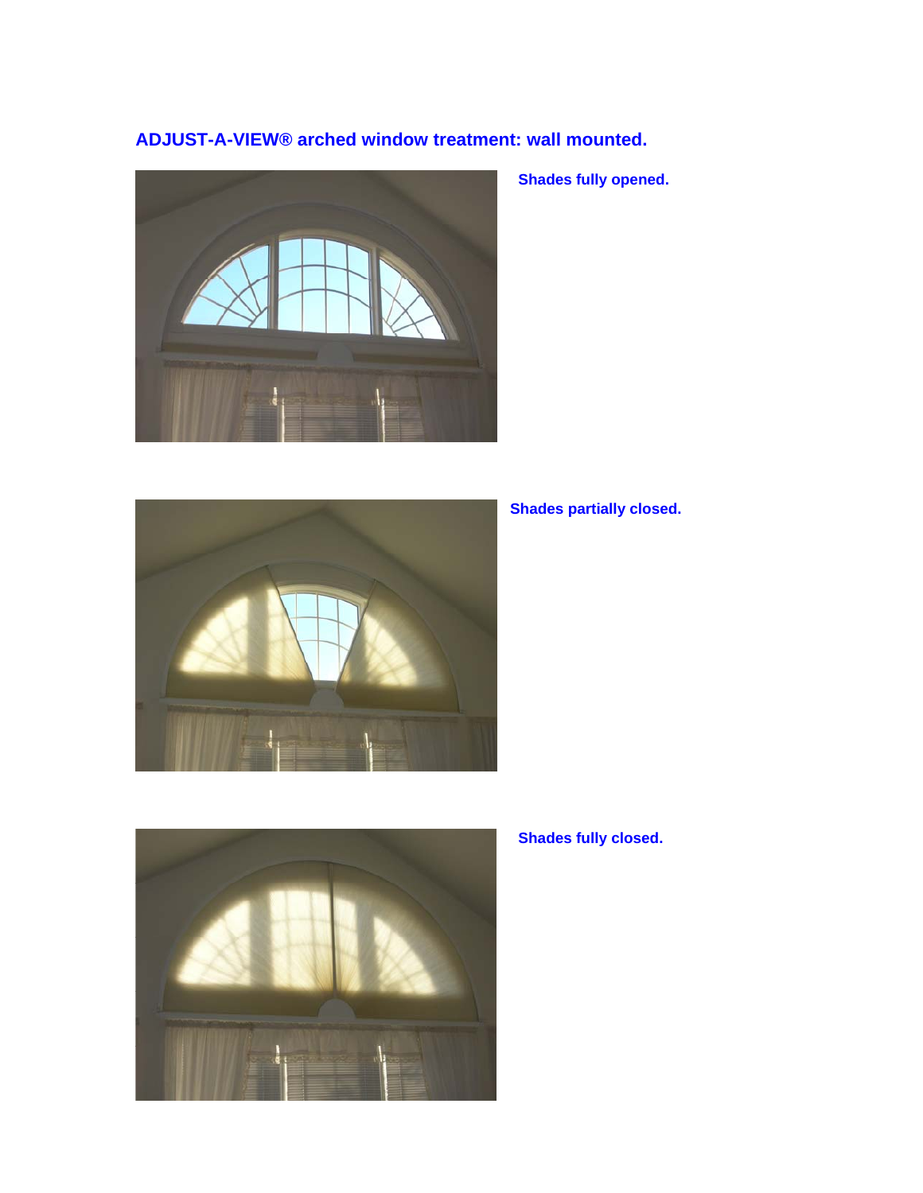## ADJUST-A-VIEW® arched window treatment: wall mounted.

**Shades fully opened.**

**Shades partially closed.**

**Shades fully closed.**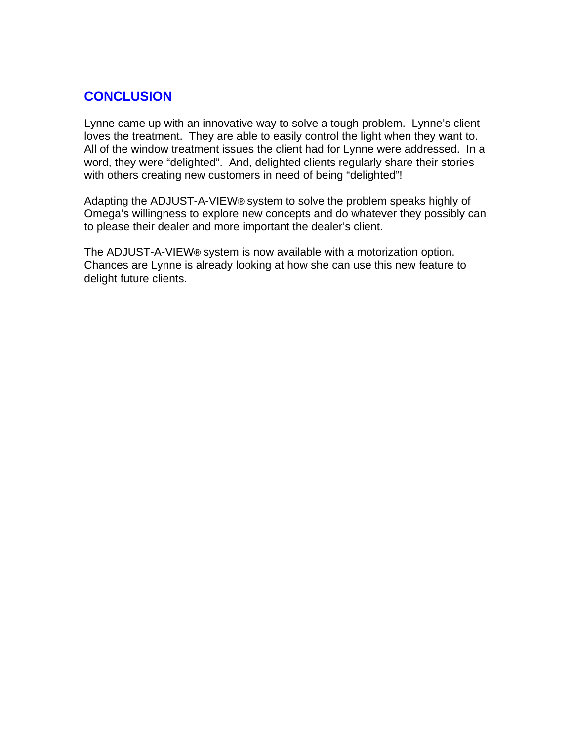## CONCLUSION

Lynne came up with an innovative way to solve a tough problem. Lynne's client loves the treatment. They are able to easily control the light when they want to. All of the window treatment issues the client had for Lynne were addressed. In a word, they were "delighted". And, delighted clients regularly share their stories with others creating new customers in need of being "delighted"!

Adapting the ADJUST-A-VIEW® system to solve the problem speaks highly of Omega's willingness to explore new concepts and do whatever they possibly can to please their dealer and more important the dealer's client.

The ADJUST-A-VIEW® system is now available with a motorization option. Chances are Lynne is already looking at how she can use this new feature to delight future clients.